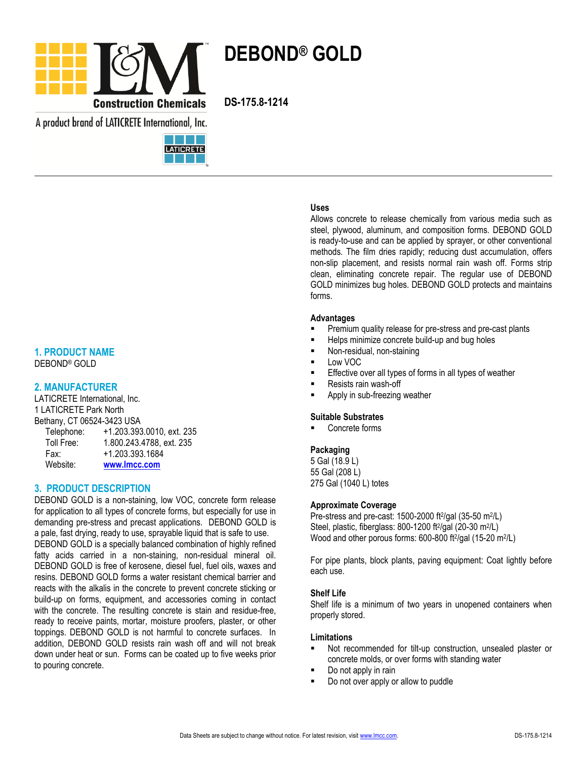# DEBOND® GOLD

DS-175.8-1214

L&M Construction Chemicals

A product brand of LATICRETE International, Inc.

## 1. PRODUCT NAME

DEBOND® GOLD

## 2. MANUFACTURER

LATICRETE International, Inc.
1 LATICRETE Park North
Bethany, CT 06524-3423 USA

Telephone: +1.203.393.0010, ext. 235
Toll Free: 1.800.243.4788, ext. 235
Fax: +1.203.393.1684
Website: www.lmcc.com

## 3. PRODUCT DESCRIPTION

DEBOND GOLD is a non-staining, low VOC, concrete form release for application to all types of concrete forms, but especially for use in demanding pre-stress and precast applications. DEBOND GOLD is a pale, fast drying, ready to use, sprayable liquid that is safe to use. DEBOND GOLD is a specially balanced combination of highly refined fatty acids carried in a non-staining, non-residual mineral oil. DEBOND GOLD is free of kerosene, diesel fuel, fuel oils, waxes and resins. DEBOND GOLD forms a water resistant chemical barrier and reacts with the alkalis in the concrete to prevent concrete sticking or build-up on forms, equipment, and accessories coming in contact with the concrete. The resulting concrete is stain and residue-free, ready to receive paints, mortar, moisture proofers, plaster, or other toppings. DEBOND GOLD is not harmful to concrete surfaces. In addition, DEBOND GOLD resists rain wash off and will not break down under heat or sun. Forms can be coated up to five weeks prior to pouring concrete.

### Uses

Allows concrete to release chemically from various media such as steel, plywood, aluminum, and composition forms. DEBOND GOLD is ready-to-use and can be applied by sprayer, or other conventional methods. The film dries rapidly; reducing dust accumulation, offers non-slip placement, and resists normal rain wash off. Forms strip clean, eliminating concrete repair. The regular use of DEBOND GOLD minimizes bug holes. DEBOND GOLD protects and maintains forms.

### Advantages

- Premium quality release for pre-stress and pre-cast plants
- Helps minimize concrete build-up and bug holes
- Non-residual, non-staining
- Low VOC
- Effective over all types of forms in all types of weather
- Resists rain wash-off
- Apply in sub-freezing weather

### Suitable Substrates

- Concrete forms

### Packaging

5 Gal (18.9 L)
55 Gal (208 L)
275 Gal (1040 L) totes

### Approximate Coverage

Pre-stress and pre-cast: 1500-2000 ft²/gal (35-50 m²/L)
Steel, plastic, fiberglass: 800-1200 ft²/gal (20-30 m²/L)
Wood and other porous forms: 600-800 ft²/gal (15-20 m²/L)

For pipe plants, block plants, paving equipment: Coat lightly before each use.

### Shelf Life

Shelf life is a minimum of two years in unopened containers when properly stored.

### Limitations

- Not recommended for tilt-up construction, unsealed plaster or concrete molds, or over forms with standing water
- Do not apply in rain
- Do not over apply or allow to puddle

Data Sheets are subject to change without notice. For latest revision, visit www.lmcc.com.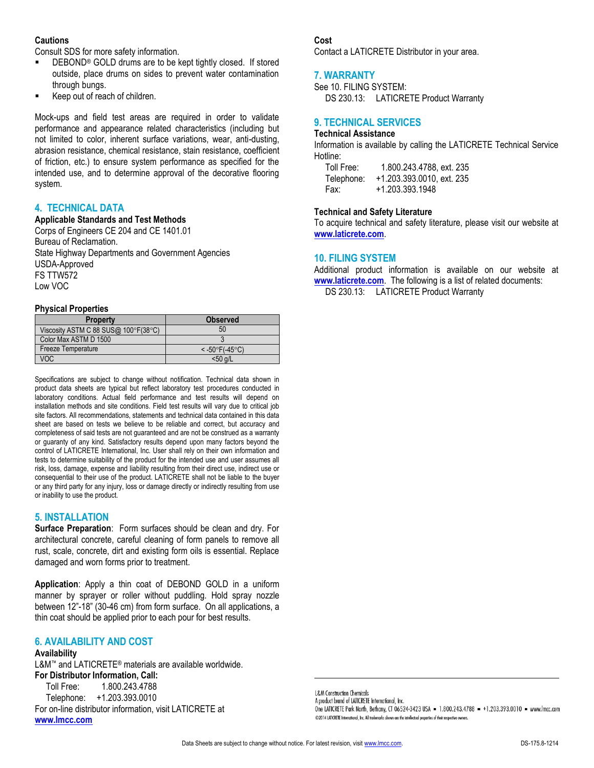**Cautions**

Consult SDS for more safety information.

- DEBOND® GOLD drums are to be kept tightly closed. If stored outside, place drums on sides to prevent water contamination through bungs.
- Keep out of reach of children.

Mock-ups and field test areas are required in order to validate performance and appearance related characteristics (including but not limited to color, inherent surface variations, wear, anti-dusting, abrasion resistance, chemical resistance, stain resistance, coefficient of friction, etc.) to ensure system performance as specified for the intended use, and to determine approval of the decorative flooring system.

## 4. TECHNICAL DATA

**Applicable Standards and Test Methods**

Corps of Engineers CE 204 and CE 1401.01
Bureau of Reclamation.
State Highway Departments and Government Agencies
USDA-Approved
FS TTW572
Low VOC

**Physical Properties**

| Property | Observed |
|---|---|
| Viscosity ASTM C 88 SUS@ 100°F(38°C) | 50 |
| Color Max ASTM D 1500 | 3 |
| Freeze Temperature | < -50°F(-45°C) |
| VOC | <50 g/L |

Specifications are subject to change without notification. Technical data shown in product data sheets are typical but reflect laboratory test procedures conducted in laboratory conditions. Actual field performance and test results will depend on installation methods and site conditions. Field test results will vary due to critical job site factors. All recommendations, statements and technical data contained in this data sheet are based on tests we believe to be reliable and correct, but accuracy and completeness of said tests are not guaranteed and are not be construed as a warranty or guaranty of any kind. Satisfactory results depend upon many factors beyond the control of LATICRETE International, Inc. User shall rely on their own information and tests to determine suitability of the product for the intended use and user assumes all risk, loss, damage, expense and liability resulting from their direct use, indirect use or consequential to their use of the product. LATICRETE shall not be liable to the buyer or any third party for any injury, loss or damage directly or indirectly resulting from use or inability to use the product.

## 5. INSTALLATION

**Surface Preparation**: Form surfaces should be clean and dry. For architectural concrete, careful cleaning of form panels to remove all rust, scale, concrete, dirt and existing form oils is essential. Replace damaged and worn forms prior to treatment.

**Application**: Apply a thin coat of DEBOND GOLD in a uniform manner by sprayer or roller without puddling. Hold spray nozzle between 12"-18" (30-46 cm) from form surface. On all applications, a thin coat should be applied prior to each pour for best results.

## 6. AVAILABILITY AND COST

**Availability**

L&M™ and LATICRETE® materials are available worldwide.

**For Distributor Information, Call:**

Toll Free: 1.800.243.4788
Telephone: +1.203.393.0010

For on-line distributor information, visit LATICRETE at [www.lmcc.com](http://www.lmcc.com)

**Cost**

Contact a LATICRETE Distributor in your area.

## 7. WARRANTY

See 10. FILING SYSTEM:
DS 230.13: LATICRETE Product Warranty

## 9. TECHNICAL SERVICES

**Technical Assistance**

Information is available by calling the LATICRETE Technical Service Hotline:

Toll Free: 1.800.243.4788, ext. 235
Telephone: +1.203.393.0010, ext. 235
Fax: +1.203.393.1948

**Technical and Safety Literature**

To acquire technical and safety literature, please visit our website at [www.laticrete.com](http://www.laticrete.com).

## 10. FILING SYSTEM

Additional product information is available on our website at [www.laticrete.com](http://www.laticrete.com). The following is a list of related documents:

DS 230.13: LATICRETE Product Warranty

L&M Construction Chemicals
A product brand of LATICRETE International, Inc.
One LATICRETE Park North, Bethany, CT 06524-3423 USA ▪ 1.800.243.4788 ▪ +1.203.393.0010 ▪ www.lmcc.com
©2014 LATICRETE International, Inc. All trademarks shown are the intellectual properties of their respective owners.

Data Sheets are subject to change without notice. For latest revision, visit [www.lmcc.com](http://www.lmcc.com). DS-175.8-1214